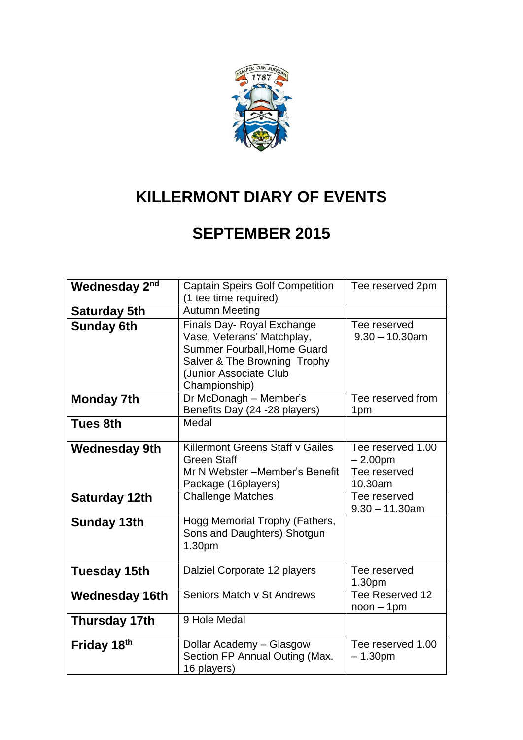# KILLERMONT DIARY OF EVENTS

## SEPTEMBER 2015

| | | |
|---|---|---|
| **Wednesday 2nd** | Captain Speirs Golf Competition (1 tee time required) | Tee reserved 2pm |
| **Saturday 5th** | Autumn Meeting | |
| **Sunday 6th** | Finals Day- Royal Exchange Vase, Veterans' Matchplay, Summer Fourball,Home Guard Salver & The Browning Trophy (Junior Associate Club Championship) | Tee reserved 9.30 – 10.30am |
| **Monday 7th** | Dr McDonagh – Member's Benefits Day (24 -28 players) | Tee reserved from 1pm |
| **Tues 8th** | Medal | |
| **Wednesday 9th** | Killermont Greens Staff v Gailes Green Staff<br>Mr N Webster –Member's Benefit Package (16players) | Tee reserved 1.00 – 2.00pm<br>Tee reserved 10.30am |
| **Saturday 12th** | Challenge Matches | Tee reserved 9.30 – 11.30am |
| **Sunday 13th** | Hogg Memorial Trophy (Fathers, Sons and Daughters) Shotgun 1.30pm | |
| **Tuesday 15th** | Dalziel Corporate 12 players | Tee reserved 1.30pm |
| **Wednesday 16th** | Seniors Match v St Andrews | Tee Reserved 12 noon – 1pm |
| **Thursday 17th** | 9 Hole Medal | |
| **Friday 18th** | Dollar Academy – Glasgow Section FP Annual Outing (Max. 16 players) | Tee reserved 1.00 – 1.30pm |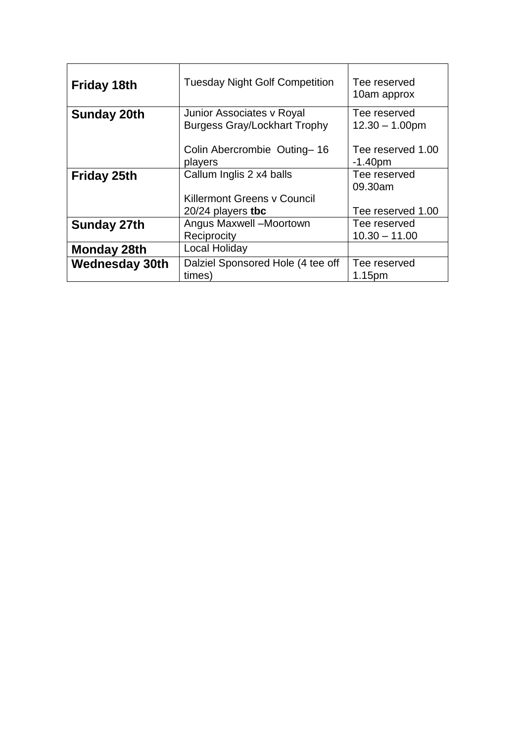| **Friday 18th** | Tuesday Night Golf Competition | Tee reserved 10am approx |
|---|---|---|
| **Sunday 20th** | Junior Associates v Royal Burgess Gray/Lockhart Trophy<br><br>Colin Abercrombie Outing– 16 players | Tee reserved 12.30 – 1.00pm<br><br>Tee reserved 1.00 -1.40pm |
| **Friday 25th** | Callum Inglis 2 x4 balls<br><br>Killermont Greens v Council 20/24 players **tbc** | Tee reserved 09.30am<br><br>Tee reserved 1.00 |
| **Sunday 27th** | Angus Maxwell –Moortown Reciprocity | Tee reserved 10.30 – 11.00 |
| **Monday 28th** | Local Holiday | |
| **Wednesday 30th** | Dalziel Sponsored Hole (4 tee off times) | Tee reserved 1.15pm |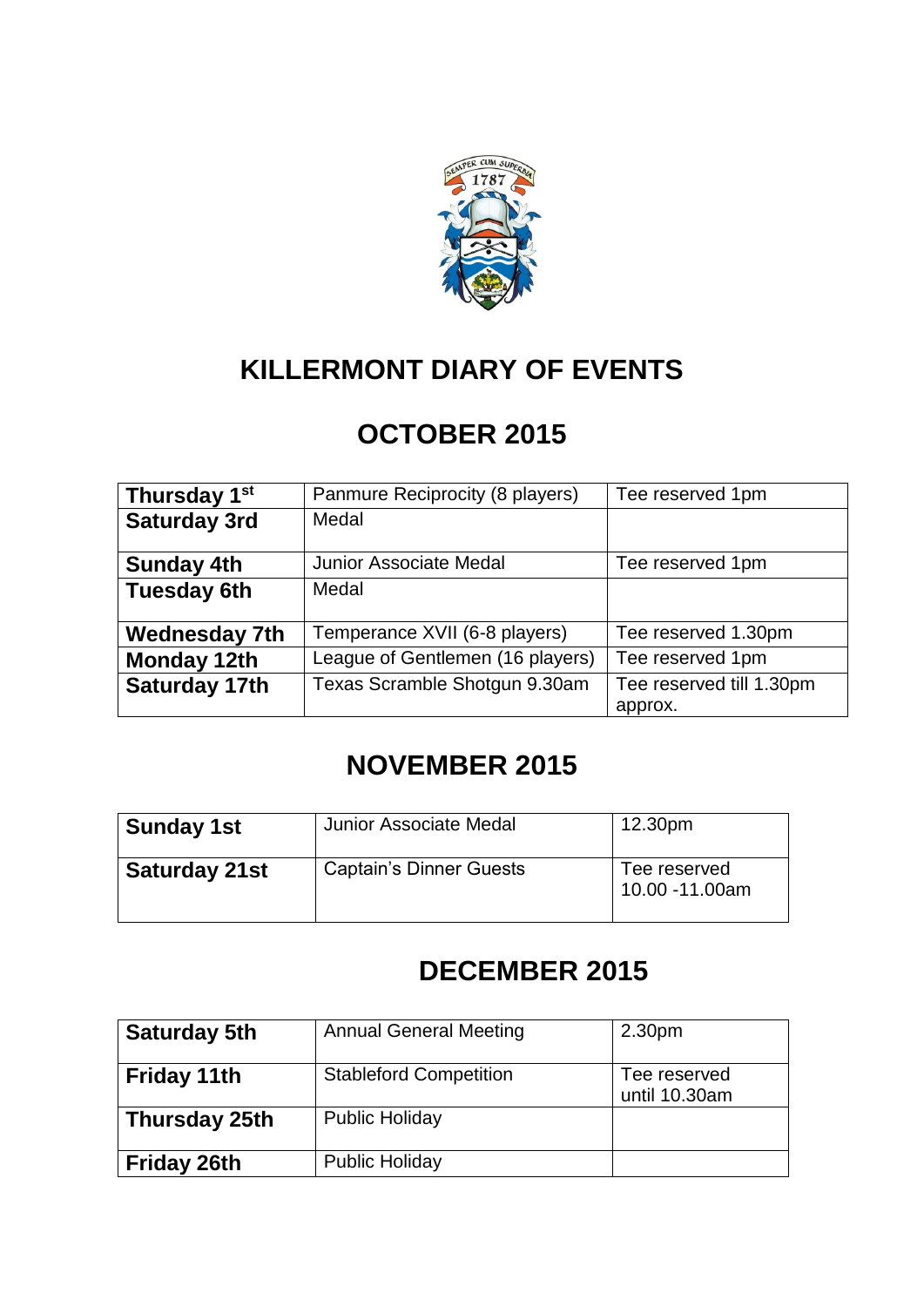# KILLERMONT DIARY OF EVENTS

## OCTOBER 2015

| | | |
|---|---|---|
| **Thursday 1st** | Panmure Reciprocity (8 players) | Tee reserved 1pm |
| **Saturday 3rd** | Medal | |
| **Sunday 4th** | Junior Associate Medal | Tee reserved 1pm |
| **Tuesday 6th** | Medal | |
| **Wednesday 7th** | Temperance XVII (6-8 players) | Tee reserved 1.30pm |
| **Monday 12th** | League of Gentlemen (16 players) | Tee reserved 1pm |
| **Saturday 17th** | Texas Scramble Shotgun 9.30am | Tee reserved till 1.30pm approx. |

## NOVEMBER 2015

| | | |
|---|---|---|
| **Sunday 1st** | Junior Associate Medal | 12.30pm |
| **Saturday 21st** | Captain's Dinner Guests | Tee reserved 10.00 -11.00am |

## DECEMBER 2015

| | | |
|---|---|---|
| **Saturday 5th** | Annual General Meeting | 2.30pm |
| **Friday 11th** | Stableford Competition | Tee reserved until 10.30am |
| **Thursday 25th** | Public Holiday | |
| **Friday 26th** | Public Holiday | |